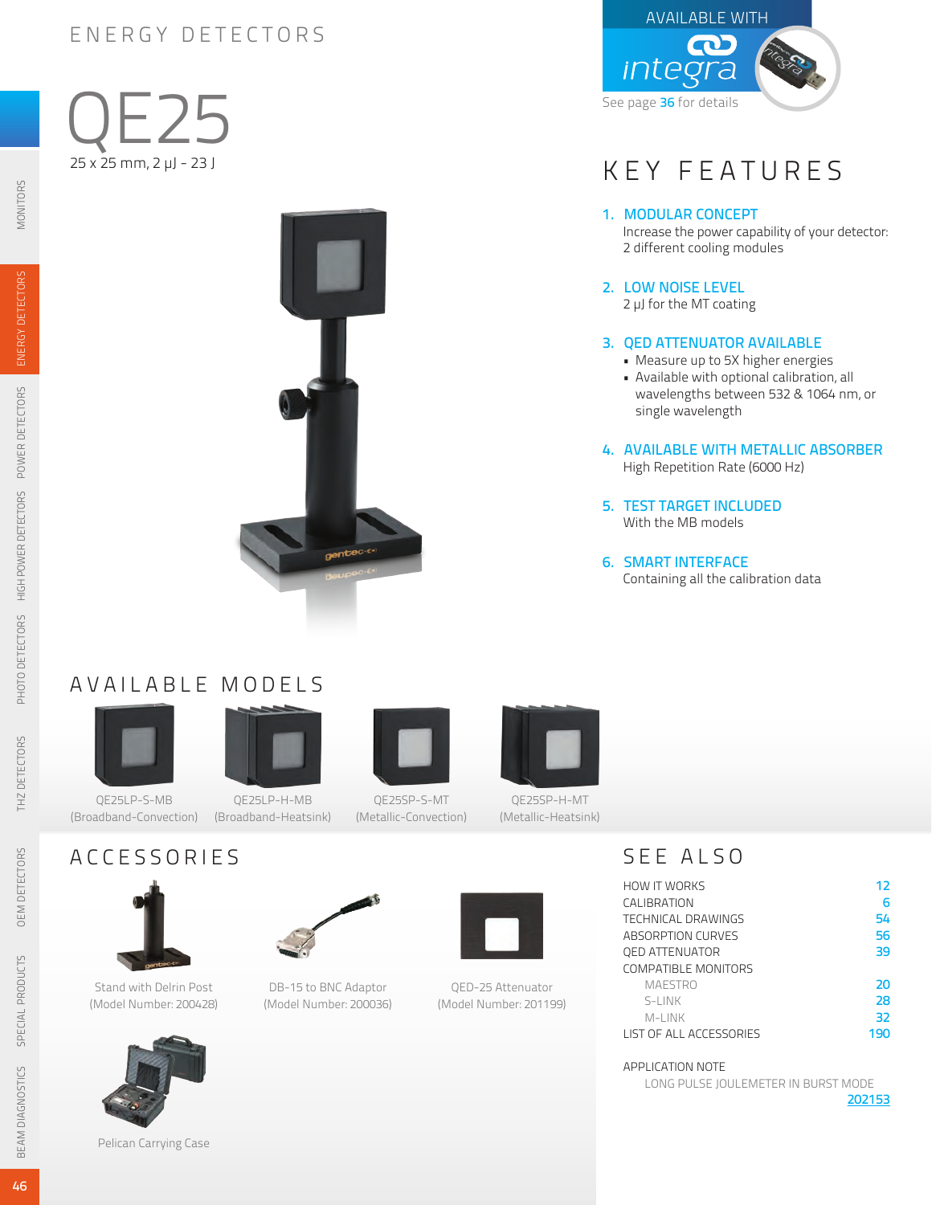ENERGY DETECTORS

# QE25

25 x 25 mm, 2 μJ - 23 J

AVAILABLE WITH integra

See page 36 for details

## KEY FEATURES

1. **MODULAR CONCEPT**
   Increase the power capability of your detector: 2 different cooling modules
2. **LOW NOISE LEVEL**
   2 μJ for the MT coating
3. **QED ATTENUATOR AVAILABLE**
   - Measure up to 5X higher energies
   - Available with optional calibration, all wavelengths between 532 & 1064 nm, or single wavelength
4. **AVAILABLE WITH METALLIC ABSORBER**
   High Repetition Rate (6000 Hz)
5. **TEST TARGET INCLUDED**
   With the MB models
6. **SMART INTERFACE**
   Containing all the calibration data

## AVAILABLE MODELS

- QE25LP-S-MB (Broadband-Convection)
- QE25LP-H-MB (Broadband-Heatsink)
- QE25SP-S-MT (Metallic-Convection)
- QE25SP-H-MT (Metallic-Heatsink)

## ACCESSORIES

- Stand with Delrin Post (Model Number: 200428)
- DB-15 to BNC Adaptor (Model Number: 200036)
- QED-25 Attenuator (Model Number: 201199)
- Pelican Carrying Case

## SEE ALSO

| | |
|---|---|
| HOW IT WORKS | 12 |
| CALIBRATION | 6 |
| TECHNICAL DRAWINGS | 54 |
| ABSORPTION CURVES | 56 |
| QED ATTENUATOR | 39 |
| COMPATIBLE MONITORS | |
| MAESTRO | 20 |
| S-LINK | 28 |
| M-LINK | 32 |
| LIST OF ALL ACCESSORIES | 190 |

APPLICATION NOTE

LONG PULSE JOULEMETER IN BURST MODE 202153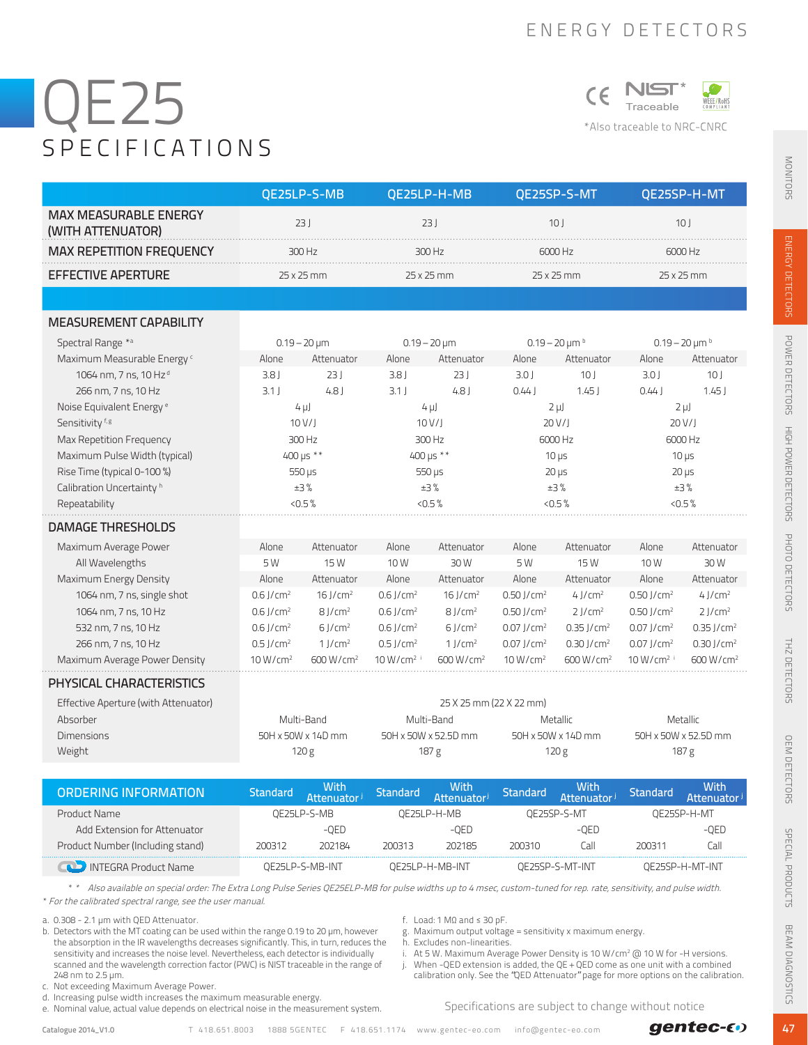# QE25

## SPECIFICATIONS

*Also traceable to NRC-CNRC

| | QE25LP-S-MB | | QE25LP-H-MB | | QE25SP-S-MT | | QE25SP-H-MT | |
|---|---|---|---|---|---|---|---|---|
| **MAX MEASURABLE ENERGY (WITH ATTENUATOR)** | 23 J | | 23 J | | 10 J | | 10 J | |
| **MAX REPETITION FREQUENCY** | 300 Hz | | 300 Hz | | 6000 Hz | | 6000 Hz | |
| **EFFECTIVE APERTURE** | 25 x 25 mm | | 25 x 25 mm | | 25 x 25 mm | | 25 x 25 mm | |
| **MEASUREMENT CAPABILITY** | | | | | | | | |
| Spectral Range *[a] | 0.19 – 20 µm | | 0.19 – 20 µm | | 0.19 – 20 µm [b] | | 0.19 – 20 µm [b] | |
| Maximum Measurable Energy [c] | Alone | Attenuator | Alone | Attenuator | Alone | Attenuator | Alone | Attenuator |
| 1064 nm, 7 ns, 10 Hz [d] | 3.8 J | 23 J | 3.8 J | 23 J | 3.0 J | 10 J | 3.0 J | 10 J |
| 266 nm, 7 ns, 10 Hz | 3.1 J | 4.8 J | 3.1 J | 4.8 J | 0.44 J | 1.45 J | 0.44 J | 1.45 J |
| Noise Equivalent Energy [e] | 4 µJ | | 4 µJ | | 2 µJ | | 2 µJ | |
| Sensitivity [f,g] | 10 V/J | | 10 V/J | | 20 V/J | | 20 V/J | |
| Max Repetition Frequency | 300 Hz | | 300 Hz | | 6000 Hz | | 6000 Hz | |
| Maximum Pulse Width (typical) | 400 µs ** | | 400 µs ** | | 10 µs | | 10 µs | |
| Rise Time (typical 0-100 %) | 550 µs | | 550 µs | | 20 µs | | 20 µs | |
| Calibration Uncertainty [h] | ±3 % | | ±3 % | | ±3 % | | ±3 % | |
| Repeatability | <0.5 % | | <0.5 % | | <0.5 % | | <0.5 % | |
| **DAMAGE THRESHOLDS** | | | | | | | | |
| Maximum Average Power | Alone | Attenuator | Alone | Attenuator | Alone | Attenuator | Alone | Attenuator |
| All Wavelengths | 5 W | 15 W | 10 W | 30 W | 5 W | 15 W | 10 W | 30 W |
| Maximum Energy Density | Alone | Attenuator | Alone | Attenuator | Alone | Attenuator | Alone | Attenuator |
| 1064 nm, 7 ns, single shot | 0.6 J/cm² | 16 J/cm² | 0.6 J/cm² | 16 J/cm² | 0.50 J/cm² | 4 J/cm² | 0.50 J/cm² | 4 J/cm² |
| 1064 nm, 7 ns, 10 Hz | 0.6 J/cm² | 8 J/cm² | 0.6 J/cm² | 8 J/cm² | 0.50 J/cm² | 2 J/cm² | 0.50 J/cm² | 2 J/cm² |
| 532 nm, 7 ns, 10 Hz | 0.6 J/cm² | 6 J/cm² | 0.6 J/cm² | 6 J/cm² | 0.07 J/cm² | 0.35 J/cm² | 0.07 J/cm² | 0.35 J/cm² |
| 266 nm, 7 ns, 10 Hz | 0.5 J/cm² | 1 J/cm² | 0.5 J/cm² | 1 J/cm² | 0.07 J/cm² | 0.30 J/cm² | 0.07 J/cm² | 0.30 J/cm² |
| Maximum Average Power Density | 10 W/cm² | 600 W/cm² | 10 W/cm² [i] | 600 W/cm² | 10 W/cm² | 600 W/cm² | 10 W/cm² [i] | 600 W/cm² |
| **PHYSICAL CHARACTERISTICS** | | | | | | | | |
| Effective Aperture (with Attenuator) | 25 X 25 mm (22 X 22 mm) | | | | | | | |
| Absorber | Multi-Band | | Multi-Band | | Metallic | | Metallic | |
| Dimensions | 50H x 50W x 14D mm | | 50H x 50W x 52.5D mm | | 50H x 50W x 14D mm | | 50H x 50W x 52.5D mm | |
| Weight | 120 g | | 187 g | | 120 g | | 187 g | |

| ORDERING INFORMATION | Standard | With Attenuator [j] | Standard | With Attenuator [j] | Standard | With Attenuator [j] | Standard | With Attenuator [j] |
|---|---|---|---|---|---|---|---|---|
| Product Name | QE25LP-S-MB | | QE25LP-H-MB | | QE25SP-S-MT | | QE25SP-H-MT | |
| Add Extension for Attenuator | | -QED | | -QED | | -QED | | -QED |
| Product Number (Including stand) | 200312 | 202184 | 200313 | 202185 | 200310 | Call | 200311 | Call |
| INTEGRA Product Name | QE25LP-S-MB-INT | | QE25LP-H-MB-INT | | QE25SP-S-MT-INT | | QE25SP-H-MT-INT | |

** *Also available on special order: The Extra Long Pulse Series QE25ELP-MB for pulse widths up to 4 msec, custom-tuned for rep. rate, sensitivity, and pulse width.*

\* *For the calibrated spectral range, see the user manual.*

a. 0.308 - 2.1 µm with QED Attenuator.
b. Detectors with the MT coating can be used within the range 0.19 to 20 µm, however the absorption in the IR wavelengths decreases significantly. This, in turn, reduces the sensitivity and increases the noise level. Nevertheless, each detector is individually scanned and the wavelength correction factor (PWC) is NIST traceable in the range of 248 nm to 2.5 µm.
c. Not exceeding Maximum Average Power.
d. Increasing pulse width increases the maximum measurable energy.
e. Nominal value, actual value depends on electrical noise in the measurement system.
f. Load: 1 MΩ and ≤ 30 pF.
g. Maximum output voltage = sensitivity x maximum energy.
h. Excludes non-linearities.
i. At 5 W. Maximum Average Power Density is 10 W/cm² @ 10 W for -H versions.
j. When -QED extension is added, the QE + QED come as one unit with a combined calibration only. See the "QED Attenuator" page for more options on the calibration.

Specifications are subject to change without notice